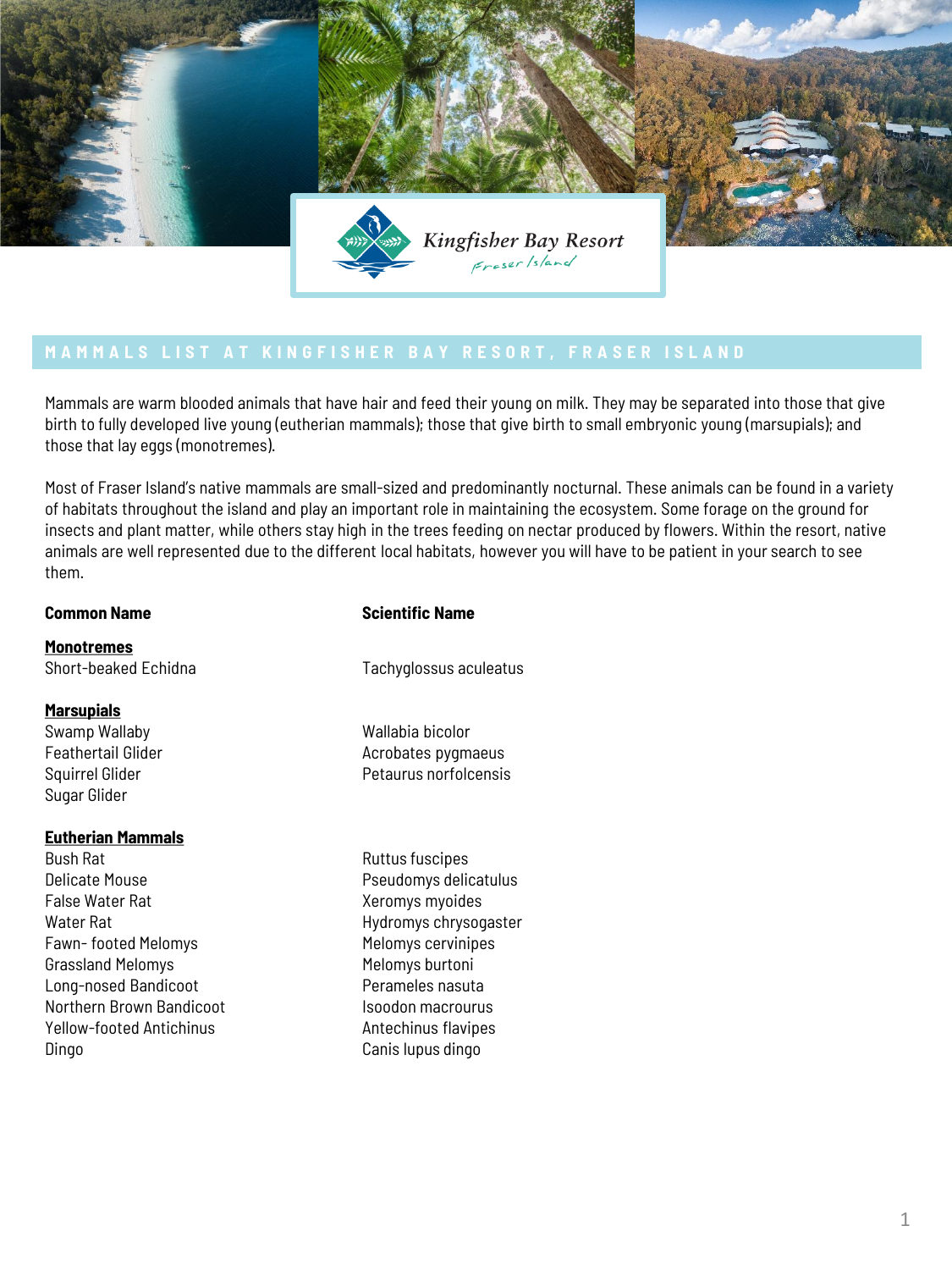Kingfisher Bay Resort
Fraser Island

## MAMMALS LIST AT KINGFISHER BAY RESORT, FRASER ISLAND

Mammals are warm blooded animals that have hair and feed their young on milk. They may be separated into those that give birth to fully developed live young (eutherian mammals); those that give birth to small embryonic young (marsupials); and those that lay eggs (monotremes).

Most of Fraser Island's native mammals are small-sized and predominantly nocturnal. These animals can be found in a variety of habitats throughout the island and play an important role in maintaining the ecosystem. Some forage on the ground for insects and plant matter, while others stay high in the trees feeding on nectar produced by flowers. Within the resort, native animals are well represented due to the different local habitats, however you will have to be patient in your search to see them.

| **Common Name** | **Scientific Name** |
| --- | --- |
| **Monotremes** | |
| Short-beaked Echidna | Tachyglossus aculeatus |
| **Marsupials** | |
| Swamp Wallaby | Wallabia bicolor |
| Feathertail Glider | Acrobates pygmaeus |
| Squirrel Glider | Petaurus norfolcensis |
| Sugar Glider | |
| **Eutherian Mammals** | |
| Bush Rat | Ruttus fuscipes |
| Delicate Mouse | Pseudomys delicatulus |
| False Water Rat | Xeromys myoides |
| Water Rat | Hydromys chrysogaster |
| Fawn- footed Melomys | Melomys cervinipes |
| Grassland Melomys | Melomys burtoni |
| Long-nosed Bandicoot | Perameles nasuta |
| Northern Brown Bandicoot | Isoodon macrourus |
| Yellow-footed Antichinus | Antechinus flavipes |
| Dingo | Canis lupus dingo |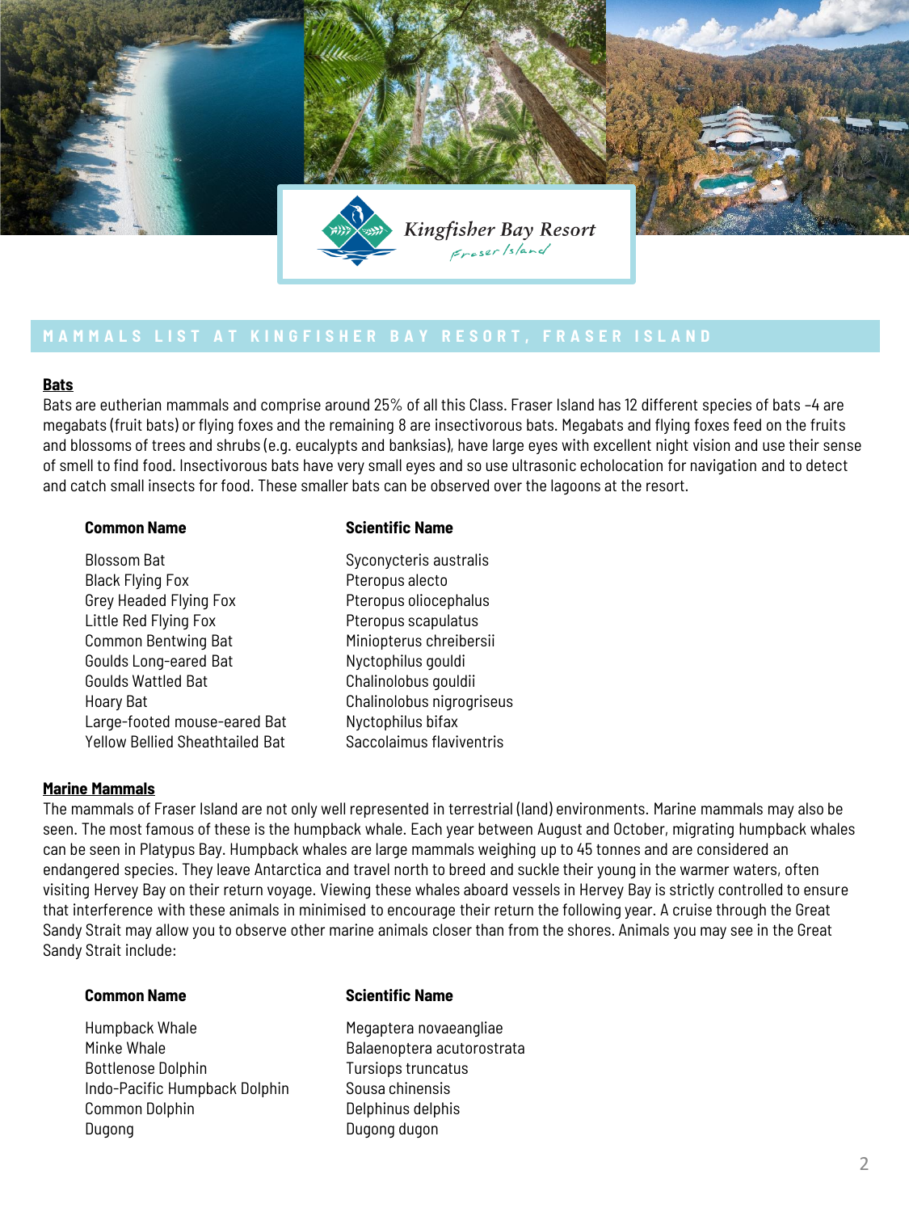## MAMMALS LIST AT KINGFISHER BAY RESORT, FRASER ISLAND

### Bats

Bats are eutherian mammals and comprise around 25% of all this Class. Fraser Island has 12 different species of bats -4 are megabats (fruit bats) or flying foxes and the remaining 8 are insectivorous bats. Megabats and flying foxes feed on the fruits and blossoms of trees and shrubs (e.g. eucalypts and banksias), have large eyes with excellent night vision and use their sense of smell to find food. Insectivorous bats have very small eyes and so use ultrasonic echolocation for navigation and to detect and catch small insects for food. These smaller bats can be observed over the lagoons at the resort.

| Common Name | Scientific Name |
|---|---|
| Blossom Bat | Syconycteris australis |
| Black Flying Fox | Pteropus alecto |
| Grey Headed Flying Fox | Pteropus oliocephalus |
| Little Red Flying Fox | Pteropus scapulatus |
| Common Bentwing Bat | Miniopterus chreibersii |
| Goulds Long-eared Bat | Nyctophilus gouldi |
| Goulds Wattled Bat | Chalinolobus gouldii |
| Hoary Bat | Chalinolobus nigrogriseus |
| Large-footed mouse-eared Bat | Nyctophilus bifax |
| Yellow Bellied Sheathtailed Bat | Saccolaimus flaviventris |

### Marine Mammals

The mammals of Fraser Island are not only well represented in terrestrial (land) environments. Marine mammals may also be seen. The most famous of these is the humpback whale. Each year between August and October, migrating humpback whales can be seen in Platypus Bay. Humpback whales are large mammals weighing up to 45 tonnes and are considered an endangered species. They leave Antarctica and travel north to breed and suckle their young in the warmer waters, often visiting Hervey Bay on their return voyage. Viewing these whales aboard vessels in Hervey Bay is strictly controlled to ensure that interference with these animals in minimised to encourage their return the following year. A cruise through the Great Sandy Strait may allow you to observe other marine animals closer than from the shores. Animals you may see in the Great Sandy Strait include:

| Common Name | Scientific Name |
|---|---|
| Humpback Whale | Megaptera novaeangliae |
| Minke Whale | Balaenoptera acutorostrata |
| Bottlenose Dolphin | Tursiops truncatus |
| Indo-Pacific Humpback Dolphin | Sousa chinensis |
| Common Dolphin | Delphinus delphis |
| Dugong | Dugong dugon |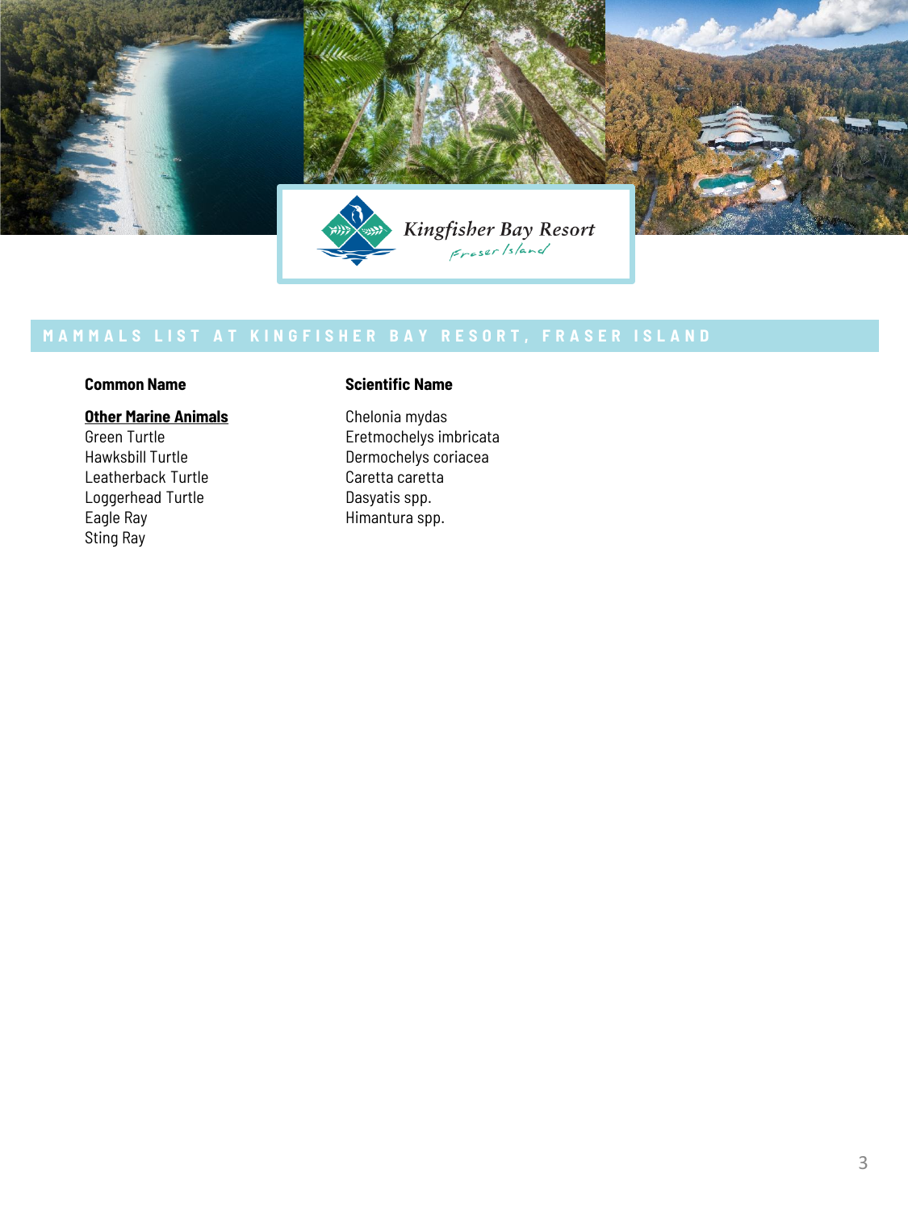## MAMMALS LIST AT KINGFISHER BAY RESORT, FRASER ISLAND

| Common Name | Scientific Name |
|---|---|
| **Other Marine Animals** | Chelonia mydas |
| Green Turtle | Eretmochelys imbricata |
| Hawksbill Turtle | Dermochelys coriacea |
| Leatherback Turtle | Caretta caretta |
| Loggerhead Turtle | Dasyatis spp. |
| Eagle Ray | Himantura spp. |
| Sting Ray | |